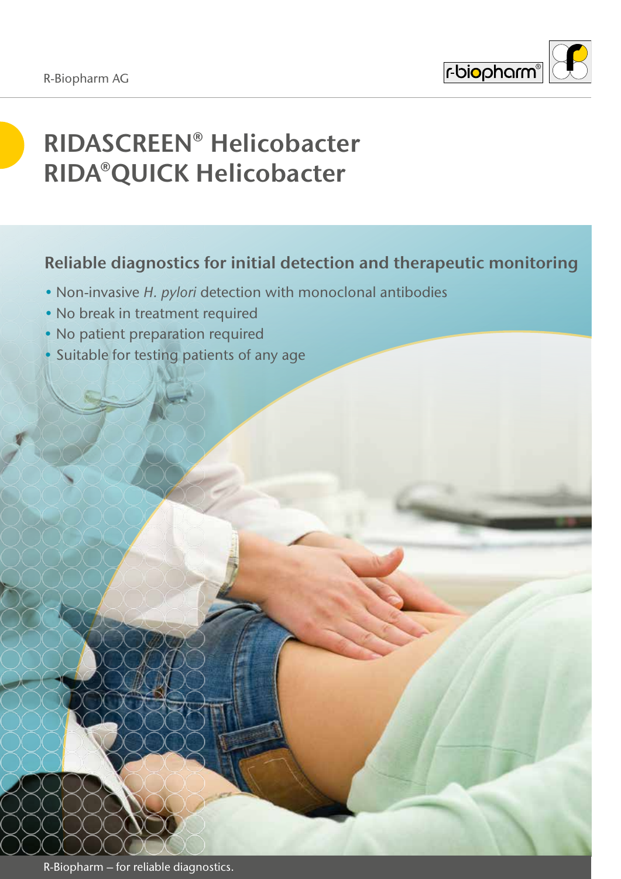R-Biopharm AG

# RIDASCREEN® Helicobacter RIDA®QUICK Helicobacter

## Reliable diagnostics for initial detection and therapeutic monitoring

- Non-invasive *H. pylori* detection with monoclonal antibodies
- No break in treatment required
- No patient preparation required
- Suitable for testing patients of any age

R-Biopharm – for reliable diagnostics.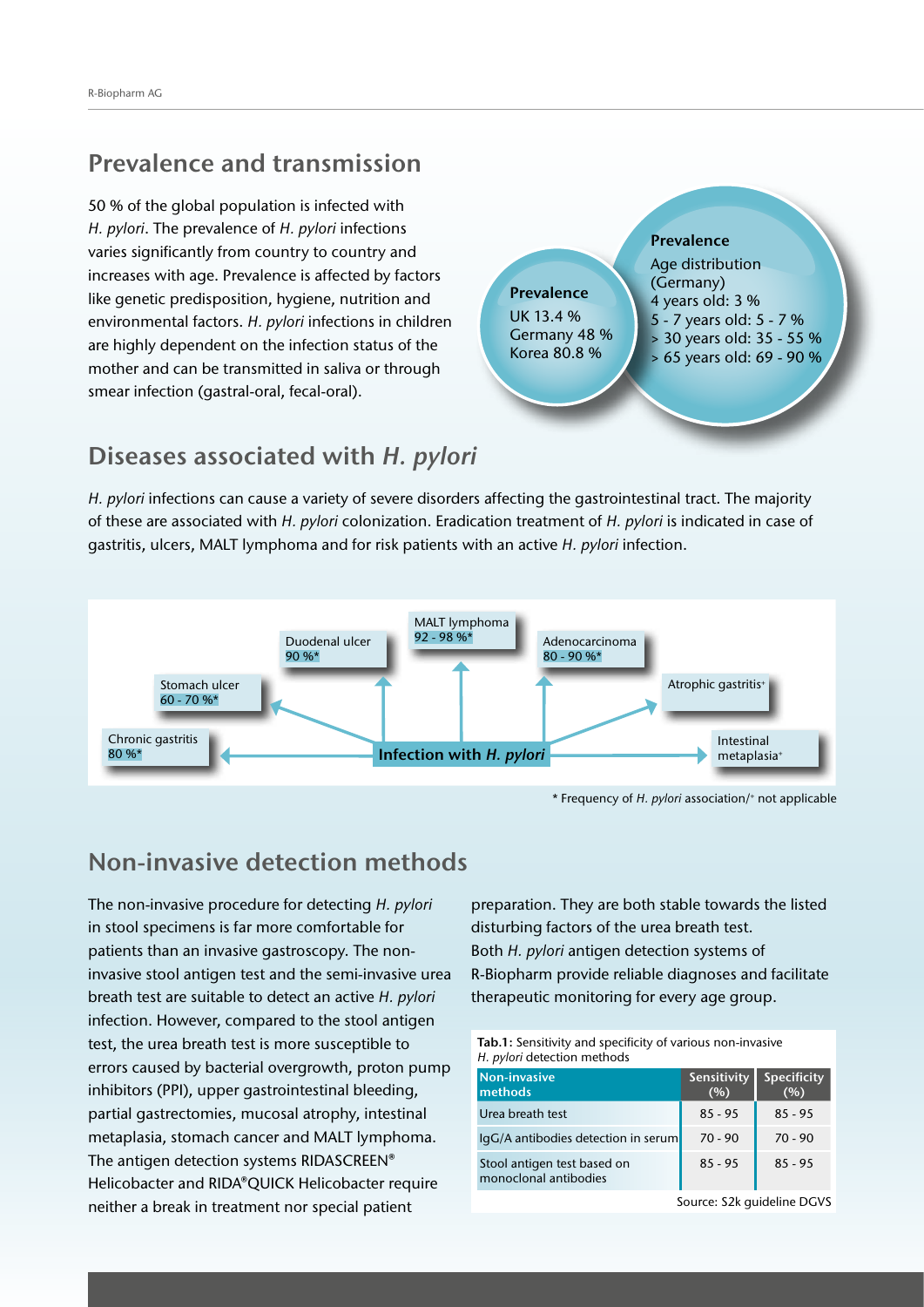## Prevalence and transmission

50 % of the global population is infected with *H. pylori*. The prevalence of *H. pylori* infections varies significantly from country to country and increases with age. Prevalence is affected by factors like genetic predisposition, hygiene, nutrition and environmental factors. *H. pylori* infections in children are highly dependent on the infection status of the mother and can be transmitted in saliva or through smear infection (gastral-oral, fecal-oral).

**Prevalence**

UK 13.4 %
Germany 48 %
Korea 80.8 %

**Prevalence**

Age distribution (Germany)
4 years old: 3 %
5 - 7 years old: 5 - 7 %
> 30 years old: 35 - 55 %
> 65 years old: 69 - 90 %

## Diseases associated with *H. pylori*

*H. pylori* infections can cause a variety of severe disorders affecting the gastrointestinal tract. The majority of these are associated with *H. pylori* colonization. Eradication treatment of *H. pylori* is indicated in case of gastritis, ulcers, MALT lymphoma and for risk patients with an active *H. pylori* infection.

**Infection with *H. pylori***

- Chronic gastritis 80 %*
- Stomach ulcer 60 - 70 %*
- Duodenal ulcer 90 %*
- MALT lymphoma 92 - 98 %*
- Adenocarcinoma 80 - 90 %*
- Atrophic gastritis+
- Intestinal metaplasia+

\* Frequency of *H. pylori* association/+ not applicable

## Non-invasive detection methods

The non-invasive procedure for detecting *H. pylori* in stool specimens is far more comfortable for patients than an invasive gastroscopy. The non-invasive stool antigen test and the semi-invasive urea breath test are suitable to detect an active *H. pylori* infection. However, compared to the stool antigen test, the urea breath test is more susceptible to errors caused by bacterial overgrowth, proton pump inhibitors (PPI), upper gastrointestinal bleeding, partial gastrectomies, mucosal atrophy, intestinal metaplasia, stomach cancer and MALT lymphoma. The antigen detection systems RIDASCREEN® Helicobacter and RIDA®QUICK Helicobacter require neither a break in treatment nor special patient preparation. They are both stable towards the listed disturbing factors of the urea breath test. Both *H. pylori* antigen detection systems of R-Biopharm provide reliable diagnoses and facilitate therapeutic monitoring for every age group.

**Tab.1:** Sensitivity and specificity of various non-invasive *H. pylori* detection methods

| Non-invasive methods | Sensitivity (%) | Specificity (%) |
|---|---|---|
| Urea breath test | 85 - 95 | 85 - 95 |
| IgG/A antibodies detection in serum | 70 - 90 | 70 - 90 |
| Stool antigen test based on monoclonal antibodies | 85 - 95 | 85 - 95 |

Source: S2k guideline DGVS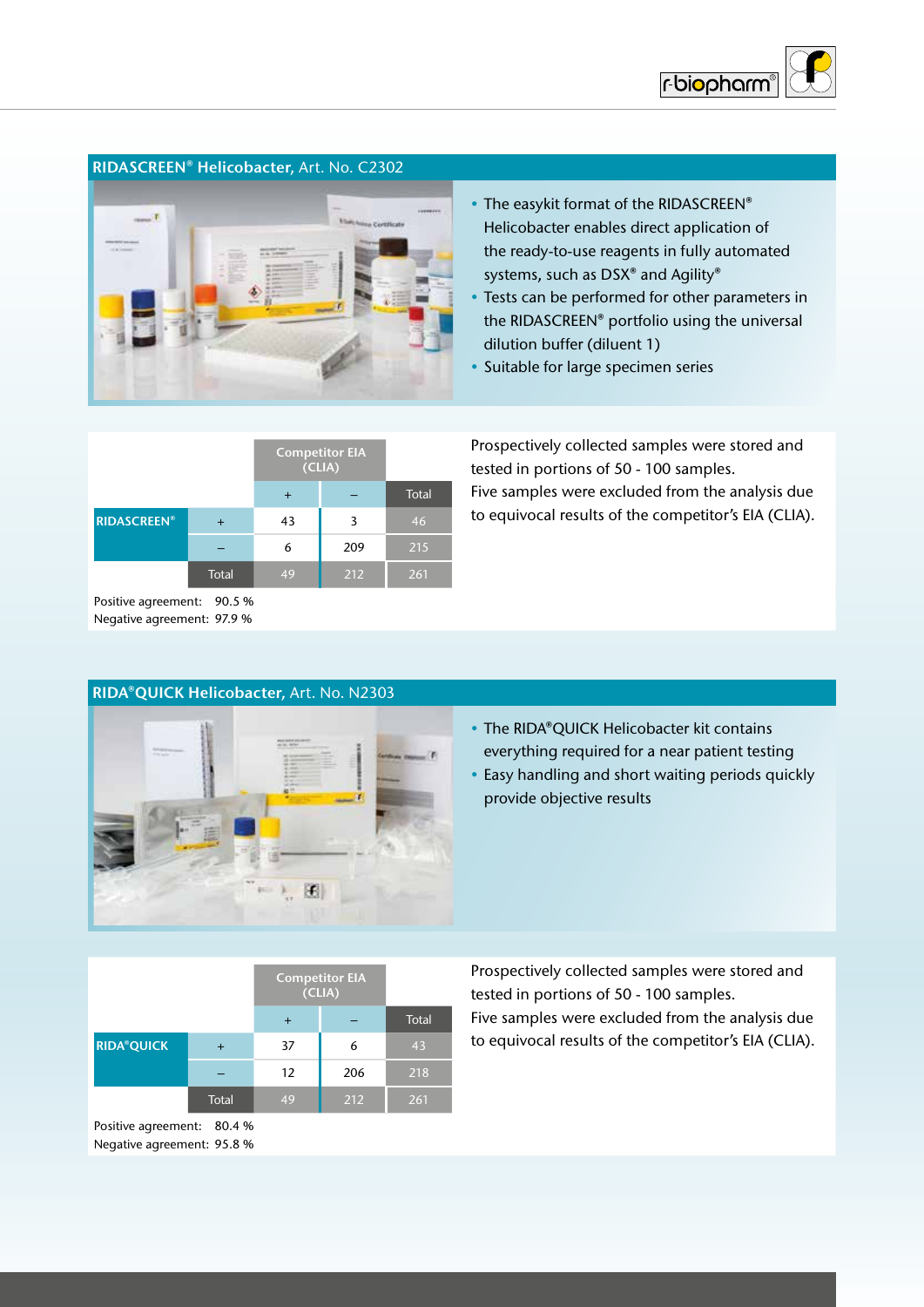## RIDASCREEN® Helicobacter, Art. No. C2302

- The easykit format of the RIDASCREEN® Helicobacter enables direct application of the ready-to-use reagents in fully automated systems, such as DSX® and Agility®
- Tests can be performed for other parameters in the RIDASCREEN® portfolio using the universal dilution buffer (diluent 1)
- Suitable for large specimen series

| | | Competitor EIA (CLIA) | | |
|---|---|---|---|---|
| | | + | – | Total |
| RIDASCREEN® | + | 43 | 3 | 46 |
| | – | 6 | 209 | 215 |
| | Total | 49 | 212 | 261 |

Positive agreement: 90.5 %
Negative agreement: 97.9 %

Prospectively collected samples were stored and tested in portions of 50 - 100 samples.
Five samples were excluded from the analysis due to equivocal results of the competitor's EIA (CLIA).

## RIDA®QUICK Helicobacter, Art. No. N2303

- The RIDA®QUICK Helicobacter kit contains everything required for a near patient testing
- Easy handling and short waiting periods quickly provide objective results

| | | Competitor EIA (CLIA) | | |
|---|---|---|---|---|
| | | + | – | Total |
| RIDA®QUICK | + | 37 | 6 | 43 |
| | – | 12 | 206 | 218 |
| | Total | 49 | 212 | 261 |

Positive agreement: 80.4 %
Negative agreement: 95.8 %

Prospectively collected samples were stored and tested in portions of 50 - 100 samples.
Five samples were excluded from the analysis due to equivocal results of the competitor's EIA (CLIA).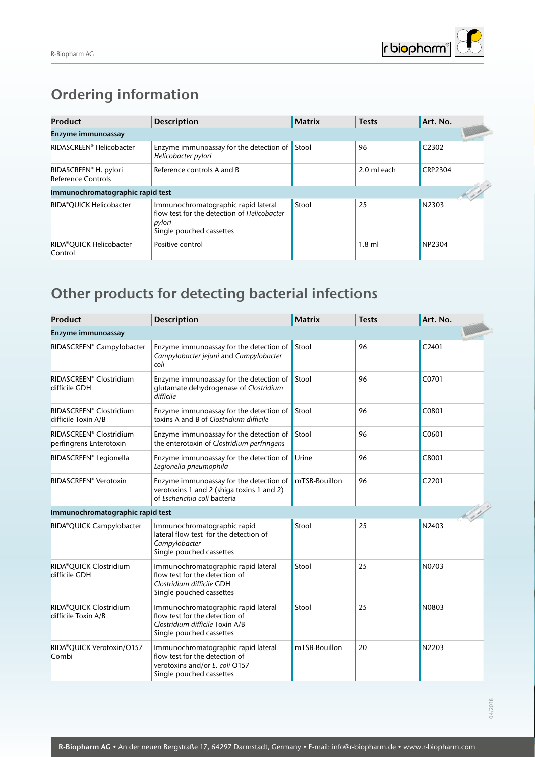## Ordering information

| Product | Description | Matrix | Tests | Art. No. |
| --- | --- | --- | --- | --- |
| **Enzyme immunoassay** | | | | |
| RIDASCREEN® Helicobacter | Enzyme immunoassay for the detection of *Helicobacter pylori* | Stool | 96 | C2302 |
| RIDASCREEN® H. pylori Reference Controls | Reference controls A and B | | 2.0 ml each | CRP2304 |
| **Immunochromatographic rapid test** | | | | |
| RIDA®QUICK Helicobacter | Immunochromatographic rapid lateral flow test for the detection of *Helicobacter pylori* Single pouched cassettes | Stool | 25 | N2303 |
| RIDA®QUICK Helicobacter Control | Positive control | | 1.8 ml | NP2304 |

## Other products for detecting bacterial infections

| Product | Description | Matrix | Tests | Art. No. |
| --- | --- | --- | --- | --- |
| **Enzyme immunoassay** | | | | |
| RIDASCREEN® Campylobacter | Enzyme immunoassay for the detection of *Campylobacter jejuni* and *Campylobacter coli* | Stool | 96 | C2401 |
| RIDASCREEN® Clostridium difficile GDH | Enzyme immunoassay for the detection of glutamate dehydrogenase of *Clostridium difficile* | Stool | 96 | C0701 |
| RIDASCREEN® Clostridium difficile Toxin A/B | Enzyme immunoassay for the detection of toxins A and B of *Clostridium difficile* | Stool | 96 | C0801 |
| RIDASCREEN® Clostridium perfingrens Enterotoxin | Enzyme immunoassay for the detection of the enterotoxin of *Clostridium perfringens* | Stool | 96 | C0601 |
| RIDASCREEN® Legionella | Enzyme immunoassay for the detection of *Legionella pneumophila* | Urine | 96 | C8001 |
| RIDASCREEN® Verotoxin | Enzyme immunoassay for the detection of verotoxins 1 and 2 (shiga toxins 1 and 2) of *Escherichia coli* bacteria | mTSB-Bouillon | 96 | C2201 |
| **Immunochromatographic rapid test** | | | | |
| RIDA®QUICK Campylobacter | Immunochromatographic rapid lateral flow test for the detection of *Campylobacter* Single pouched cassettes | Stool | 25 | N2403 |
| RIDA®QUICK Clostridium difficile GDH | Immunochromatographic rapid lateral flow test for the detection of *Clostridium difficile* GDH Single pouched cassettes | Stool | 25 | N0703 |
| RIDA®QUICK Clostridium difficile Toxin A/B | Immunochromatographic rapid lateral flow test for the detection of *Clostridium difficile* Toxin A/B Single pouched cassettes | Stool | 25 | N0803 |
| RIDA®QUICK Verotoxin/O157 Combi | Immunochromatographic rapid lateral flow test for the detection of verotoxins and/or *E. coli* O157 Single pouched cassettes | mTSB-Bouillon | 20 | N2203 |

04/2018

**R-Biopharm AG** • An der neuen Bergstraße 17, 64297 Darmstadt, Germany • E-mail: info@r-biopharm.de • www.r-biopharm.com